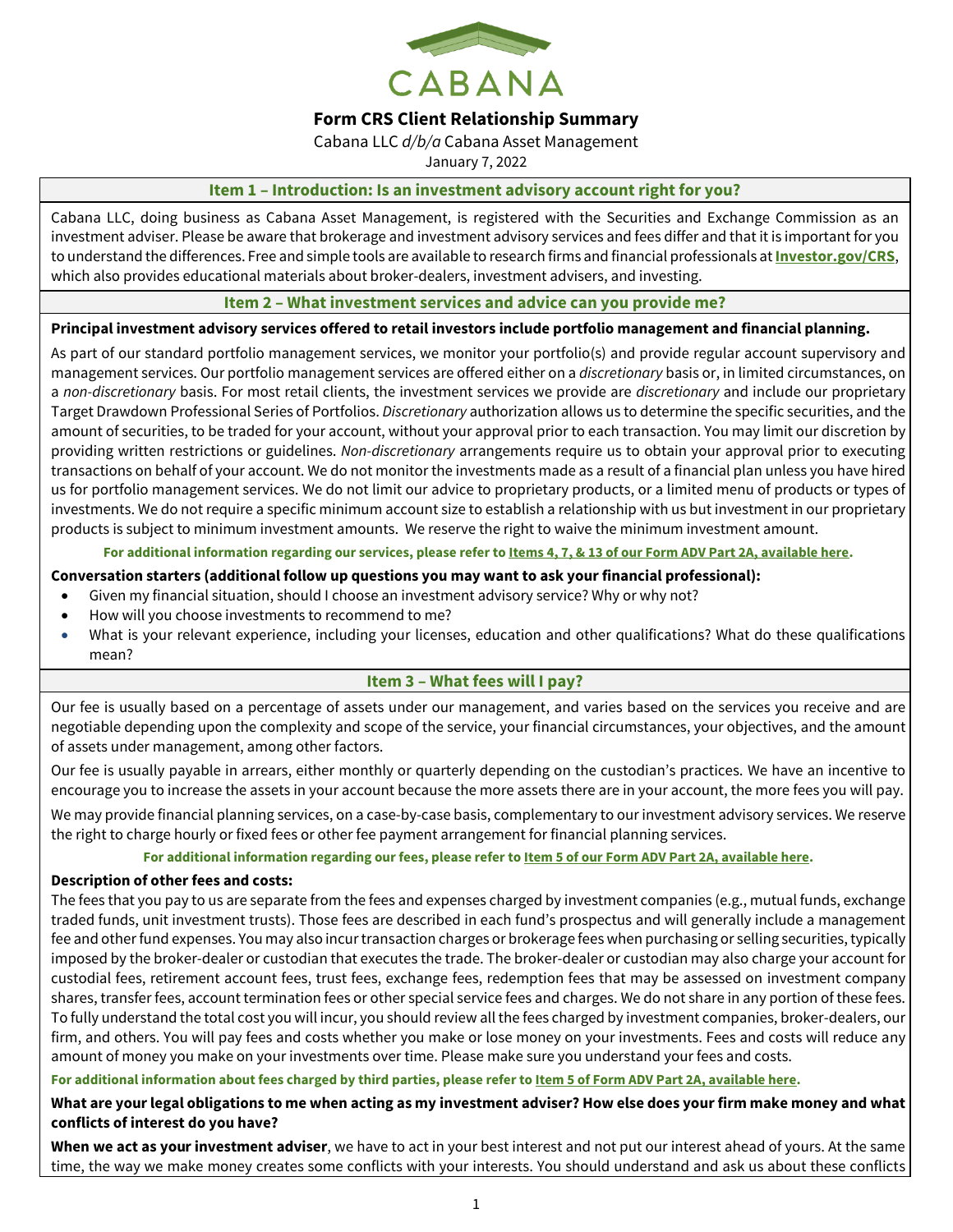CABANA

# Form CRS Client Relationship Summary

Cabana LLC *d/b/a* Cabana Asset Management

January 7, 2022

## Item 1 – Introduction: Is an investment advisory account right for you?

Cabana LLC, doing business as Cabana Asset Management, is registered with the Securities and Exchange Commission as an investment adviser. Please be aware that brokerage and investment advisory services and fees differ and that it is important for you to understand the differences. Free and simple tools are available to research firms and financial professionals at **Investor.gov/CRS**, which also provides educational materials about broker-dealers, investment advisers, and investing.

## Item 2 – What investment services and advice can you provide me?

**Principal investment advisory services offered to retail investors include portfolio management and financial planning.**

As part of our standard portfolio management services, we monitor your portfolio(s) and provide regular account supervisory and management services. Our portfolio management services are offered either on a *discretionary* basis or, in limited circumstances, on a *non-discretionary* basis. For most retail clients, the investment services we provide are *discretionary* and include our proprietary Target Drawdown Professional Series of Portfolios. *Discretionary* authorization allows us to determine the specific securities, and the amount of securities, to be traded for your account, without your approval prior to each transaction. You may limit our discretion by providing written restrictions or guidelines. *Non-discretionary* arrangements require us to obtain your approval prior to executing transactions on behalf of your account. We do not monitor the investments made as a result of a financial plan unless you have hired us for portfolio management services. We do not limit our advice to proprietary products, or a limited menu of products or types of investments. We do not require a specific minimum account size to establish a relationship with us but investment in our proprietary products is subject to minimum investment amounts. We reserve the right to waive the minimum investment amount.

**For additional information regarding our services, please refer to Items 4, 7, & 13 of our Form ADV Part 2A, available here.**

**Conversation starters (additional follow up questions you may want to ask your financial professional):**

- Given my financial situation, should I choose an investment advisory service? Why or why not?
- How will you choose investments to recommend to me?
- What is your relevant experience, including your licenses, education and other qualifications? What do these qualifications mean?

## Item 3 – What fees will I pay?

Our fee is usually based on a percentage of assets under our management, and varies based on the services you receive and are negotiable depending upon the complexity and scope of the service, your financial circumstances, your objectives, and the amount of assets under management, among other factors.

Our fee is usually payable in arrears, either monthly or quarterly depending on the custodian's practices. We have an incentive to encourage you to increase the assets in your account because the more assets there are in your account, the more fees you will pay.

We may provide financial planning services, on a case-by-case basis, complementary to our investment advisory services. We reserve the right to charge hourly or fixed fees or other fee payment arrangement for financial planning services.

**For additional information regarding our fees, please refer to Item 5 of our Form ADV Part 2A, available here.**

**Description of other fees and costs:**

The fees that you pay to us are separate from the fees and expenses charged by investment companies (e.g., mutual funds, exchange traded funds, unit investment trusts). Those fees are described in each fund's prospectus and will generally include a management fee and other fund expenses. You may also incur transaction charges or brokerage fees when purchasing or selling securities, typically imposed by the broker-dealer or custodian that executes the trade. The broker-dealer or custodian may also charge your account for custodial fees, retirement account fees, trust fees, exchange fees, redemption fees that may be assessed on investment company shares, transfer fees, account termination fees or other special service fees and charges. We do not share in any portion of these fees. To fully understand the total cost you will incur, you should review all the fees charged by investment companies, broker-dealers, our firm, and others. You will pay fees and costs whether you make or lose money on your investments. Fees and costs will reduce any amount of money you make on your investments over time. Please make sure you understand your fees and costs.

**For additional information about fees charged by third parties, please refer to Item 5 of Form ADV Part 2A, available here.**

**What are your legal obligations to me when acting as my investment adviser? How else does your firm make money and what conflicts of interest do you have?**

**When we act as your investment adviser**, we have to act in your best interest and not put our interest ahead of yours. At the same time, the way we make money creates some conflicts with your interests. You should understand and ask us about these conflicts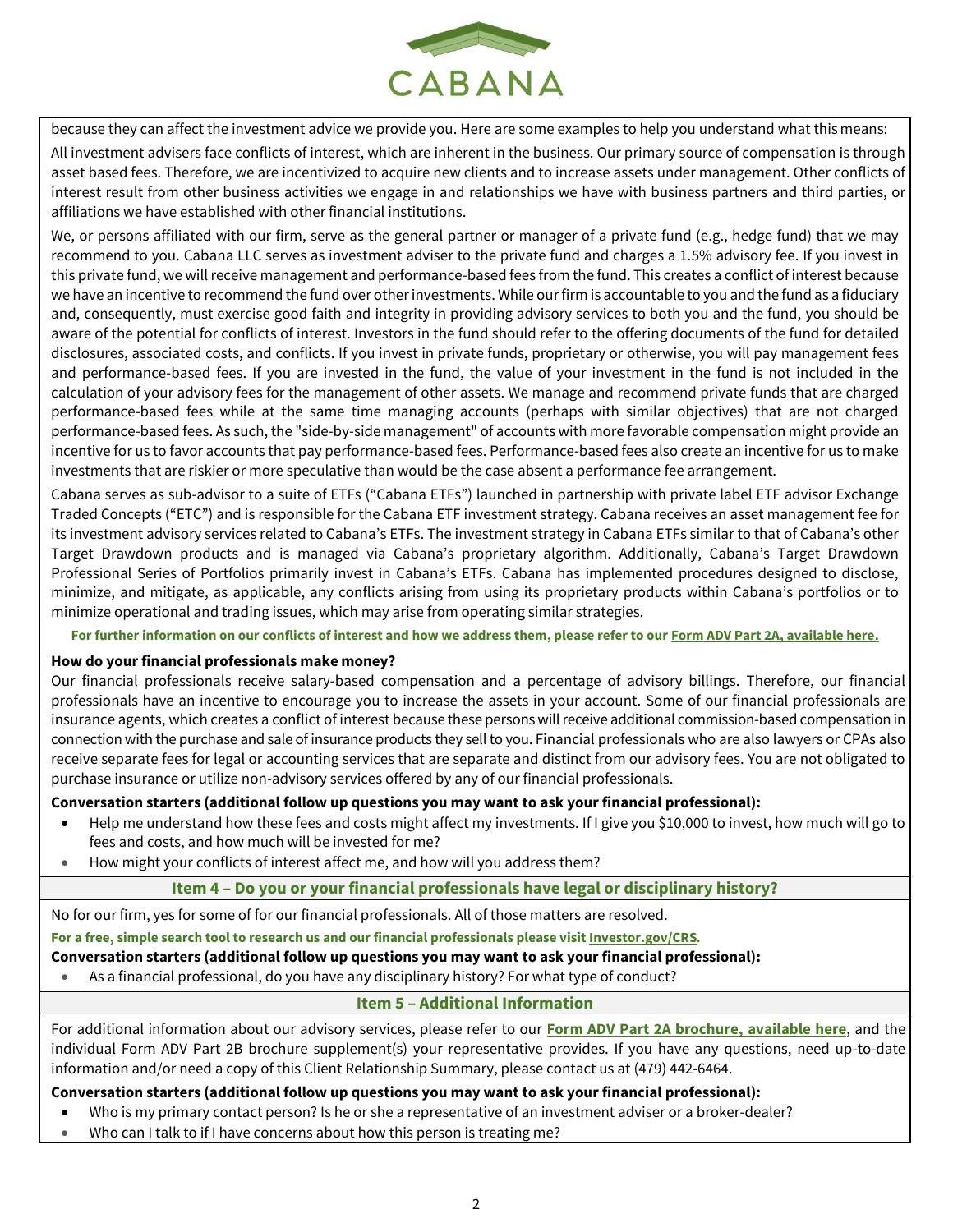because they can affect the investment advice we provide you. Here are some examples to help you understand what this means:

All investment advisers face conflicts of interest, which are inherent in the business. Our primary source of compensation is through asset based fees. Therefore, we are incentivized to acquire new clients and to increase assets under management. Other conflicts of interest result from other business activities we engage in and relationships we have with business partners and third parties, or affiliations we have established with other financial institutions.

We, or persons affiliated with our firm, serve as the general partner or manager of a private fund (e.g., hedge fund) that we may recommend to you. Cabana LLC serves as investment adviser to the private fund and charges a 1.5% advisory fee. If you invest in this private fund, we will receive management and performance-based fees from the fund. This creates a conflict of interest because we have an incentive to recommend the fund over other investments. While our firm is accountable to you and the fund as a fiduciary and, consequently, must exercise good faith and integrity in providing advisory services to both you and the fund, you should be aware of the potential for conflicts of interest. Investors in the fund should refer to the offering documents of the fund for detailed disclosures, associated costs, and conflicts. If you invest in private funds, proprietary or otherwise, you will pay management fees and performance-based fees. If you are invested in the fund, the value of your investment in the fund is not included in the calculation of your advisory fees for the management of other assets. We manage and recommend private funds that are charged performance-based fees while at the same time managing accounts (perhaps with similar objectives) that are not charged performance-based fees. As such, the "side-by-side management" of accounts with more favorable compensation might provide an incentive for us to favor accounts that pay performance-based fees. Performance-based fees also create an incentive for us to make investments that are riskier or more speculative than would be the case absent a performance fee arrangement.

Cabana serves as sub-advisor to a suite of ETFs ("Cabana ETFs") launched in partnership with private label ETF advisor Exchange Traded Concepts ("ETC") and is responsible for the Cabana ETF investment strategy. Cabana receives an asset management fee for its investment advisory services related to Cabana's ETFs. The investment strategy in Cabana ETFs similar to that of Cabana's other Target Drawdown products and is managed via Cabana's proprietary algorithm. Additionally, Cabana's Target Drawdown Professional Series of Portfolios primarily invest in Cabana's ETFs. Cabana has implemented procedures designed to disclose, minimize, and mitigate, as applicable, any conflicts arising from using its proprietary products within Cabana's portfolios or to minimize operational and trading issues, which may arise from operating similar strategies.

**For further information on our conflicts of interest and how we address them, please refer to our Form ADV Part 2A, available here.**

**How do your financial professionals make money?**

Our financial professionals receive salary-based compensation and a percentage of advisory billings. Therefore, our financial professionals have an incentive to encourage you to increase the assets in your account. Some of our financial professionals are insurance agents, which creates a conflict of interest because these persons will receive additional commission-based compensation in connection with the purchase and sale of insurance products they sell to you. Financial professionals who are also lawyers or CPAs also receive separate fees for legal or accounting services that are separate and distinct from our advisory fees. You are not obligated to purchase insurance or utilize non-advisory services offered by any of our financial professionals.

**Conversation starters (additional follow up questions you may want to ask your financial professional):**

- Help me understand how these fees and costs might affect my investments. If I give you $10,000 to invest, how much will go to fees and costs, and how much will be invested for me?
- How might your conflicts of interest affect me, and how will you address them?

## Item 4 – Do you or your financial professionals have legal or disciplinary history?

No for our firm, yes for some of for our financial professionals. All of those matters are resolved.

**For a free, simple search tool to research us and our financial professionals please visit Investor.gov/CRS.**

**Conversation starters (additional follow up questions you may want to ask your financial professional):**

- As a financial professional, do you have any disciplinary history? For what type of conduct?

## Item 5 – Additional Information

For additional information about our advisory services, please refer to our **Form ADV Part 2A brochure, available here**, and the individual Form ADV Part 2B brochure supplement(s) your representative provides. If you have any questions, need up-to-date information and/or need a copy of this Client Relationship Summary, please contact us at (479) 442-6464.

**Conversation starters (additional follow up questions you may want to ask your financial professional):**

- Who is my primary contact person? Is he or she a representative of an investment adviser or a broker-dealer?
- Who can I talk to if I have concerns about how this person is treating me?